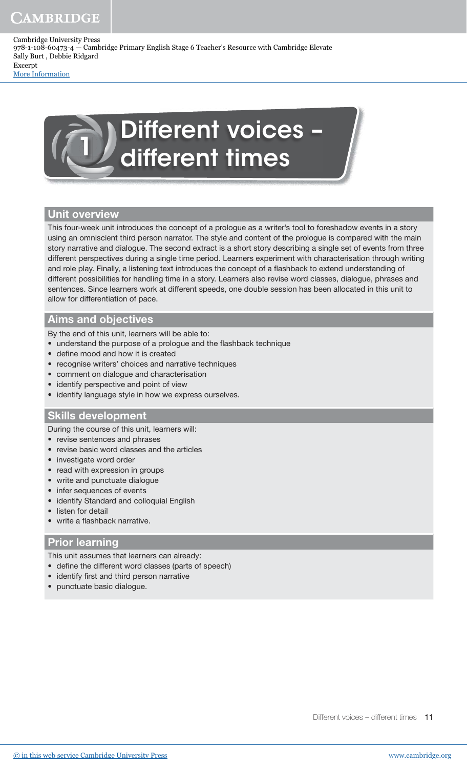# 1 Different voices – different times

## Unit overview

This four-week unit introduces the concept of a prologue as a writer's tool to foreshadow events in a story using an omniscient third person narrator. The style and content of the prologue is compared with the main story narrative and dialogue. The second extract is a short story describing a single set of events from three different perspectives during a single time period. Learners experiment with characterisation through writing and role play. Finally, a listening text introduces the concept of a flashback to extend understanding of different possibilities for handling time in a story. Learners also revise word classes, dialogue, phrases and sentences. Since learners work at different speeds, one double session has been allocated in this unit to allow for differentiation of pace.

## Aims and objectives

By the end of this unit, learners will be able to:

- understand the purpose of a prologue and the flashback technique
- define mood and how it is created
- recognise writers' choices and narrative techniques
- comment on dialogue and characterisation
- identify perspective and point of view
- identify language style in how we express ourselves.

## Skills development

During the course of this unit, learners will:

- revise sentences and phrases
- revise basic word classes and the articles
- investigate word order
- read with expression in groups
- write and punctuate dialogue
- infer sequences of events
- identify Standard and colloquial English
- listen for detail
- write a flashback narrative.

## Prior learning

This unit assumes that learners can already:

- define the different word classes (parts of speech)
- identify first and third person narrative
- punctuate basic dialogue.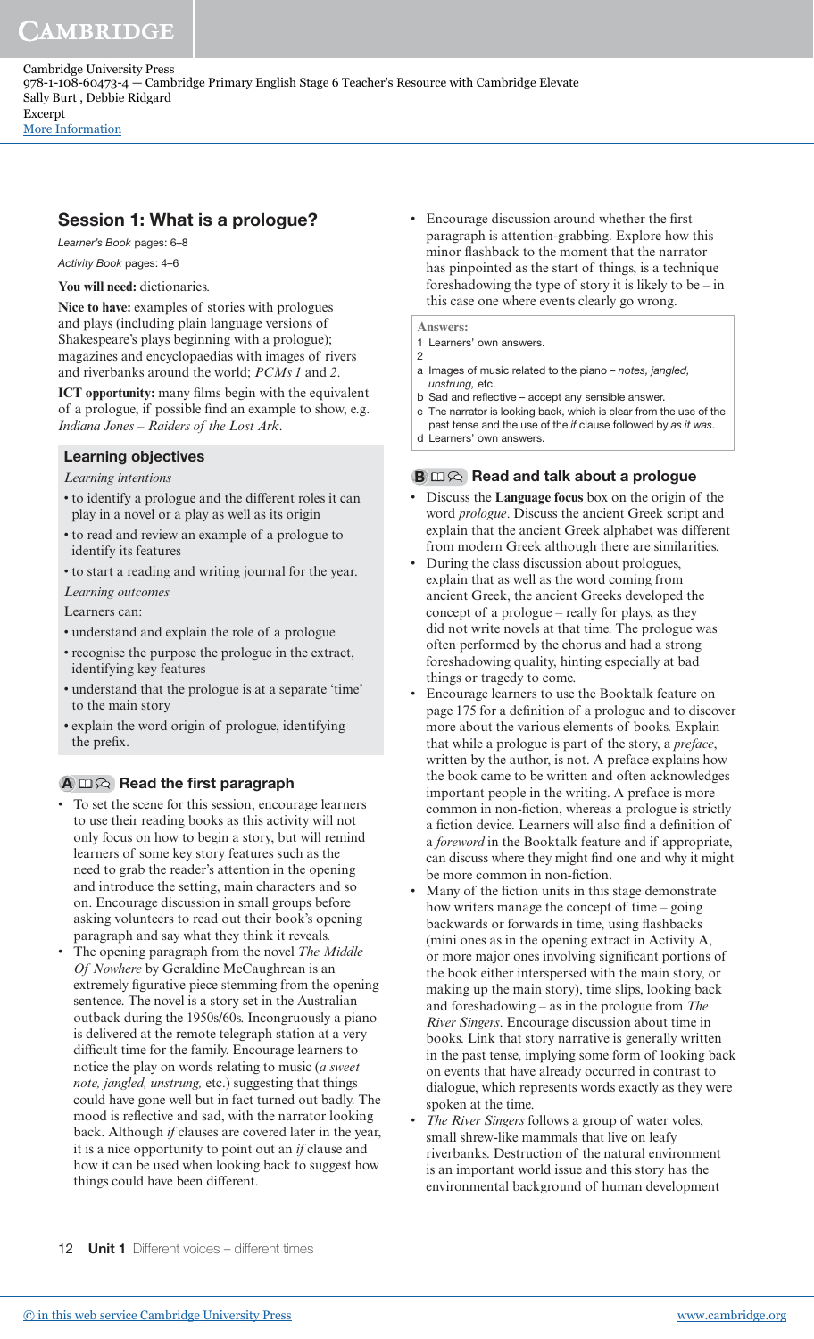## Session 1: What is a prologue?

*Learner's Book* pages: 6–8

*Activity Book* pages: 4–6

**You will need:** dictionaries.

**Nice to have:** examples of stories with prologues and plays (including plain language versions of Shakespeare's plays beginning with a prologue); magazines and encyclopaedias with images of rivers and riverbanks around the world; *PCMs 1* and *2*.

**ICT opportunity:** many films begin with the equivalent of a prologue, if possible find an example to show, e.g. *Indiana Jones – Raiders of the Lost Ark*.

### Learning objectives

*Learning intentions*

- to identify a prologue and the different roles it can play in a novel or a play as well as its origin
- to read and review an example of a prologue to identify its features
- to start a reading and writing journal for the year.

*Learning outcomes*

Learners can:

- understand and explain the role of a prologue
- recognise the purpose the prologue in the extract, identifying key features
- understand that the prologue is at a separate 'time' to the main story
- explain the word origin of prologue, identifying the prefix.

### A Read the first paragraph

- To set the scene for this session, encourage learners to use their reading books as this activity will not only focus on how to begin a story, but will remind learners of some key story features such as the need to grab the reader's attention in the opening and introduce the setting, main characters and so on. Encourage discussion in small groups before asking volunteers to read out their book's opening paragraph and say what they think it reveals.
- The opening paragraph from the novel *The Middle Of Nowhere* by Geraldine McCaughrean is an extremely figurative piece stemming from the opening sentence. The novel is a story set in the Australian outback during the 1950s/60s. Incongruously a piano is delivered at the remote telegraph station at a very difficult time for the family. Encourage learners to notice the play on words relating to music (*a sweet note, jangled, unstrung,* etc.) suggesting that things could have gone well but in fact turned out badly. The mood is reflective and sad, with the narrator looking back. Although *if* clauses are covered later in the year, it is a nice opportunity to point out an *if* clause and how it can be used when looking back to suggest how things could have been different.
- Encourage discussion around whether the first paragraph is attention-grabbing. Explore how this minor flashback to the moment that the narrator has pinpointed as the start of things, is a technique foreshadowing the type of story it is likely to be – in this case one where events clearly go wrong.

**Answers:**

1 Learners' own answers.

2

a Images of music related to the piano – *notes, jangled, unstrung,* etc.

b Sad and reflective – accept any sensible answer.

c The narrator is looking back, which is clear from the use of the past tense and the use of the *if* clause followed by *as it was*.

d Learners' own answers.

### B Read and talk about a prologue

- Discuss the **Language focus** box on the origin of the word *prologue*. Discuss the ancient Greek script and explain that the ancient Greek alphabet was different from modern Greek although there are similarities.
- During the class discussion about prologues, explain that as well as the word coming from ancient Greek, the ancient Greeks developed the concept of a prologue – really for plays, as they did not write novels at that time. The prologue was often performed by the chorus and had a strong foreshadowing quality, hinting especially at bad things or tragedy to come.
- Encourage learners to use the Booktalk feature on page 175 for a definition of a prologue and to discover more about the various elements of books. Explain that while a prologue is part of the story, a *preface*, written by the author, is not. A preface explains how the book came to be written and often acknowledges important people in the writing. A preface is more common in non-fiction, whereas a prologue is strictly a fiction device. Learners will also find a definition of a *foreword* in the Booktalk feature and if appropriate, can discuss where they might find one and why it might be more common in non-fiction.
- Many of the fiction units in this stage demonstrate how writers manage the concept of time – going backwards or forwards in time, using flashbacks (mini ones as in the opening extract in Activity A, or more major ones involving significant portions of the book either interspersed with the main story, or making up the main story), time slips, looking back and foreshadowing – as in the prologue from *The River Singers*. Encourage discussion about time in books. Link that story narrative is generally written in the past tense, implying some form of looking back on events that have already occurred in contrast to dialogue, which represents words exactly as they were spoken at the time.
- *The River Singers* follows a group of water voles, small shrew-like mammals that live on leafy riverbanks. Destruction of the natural environment is an important world issue and this story has the environmental background of human development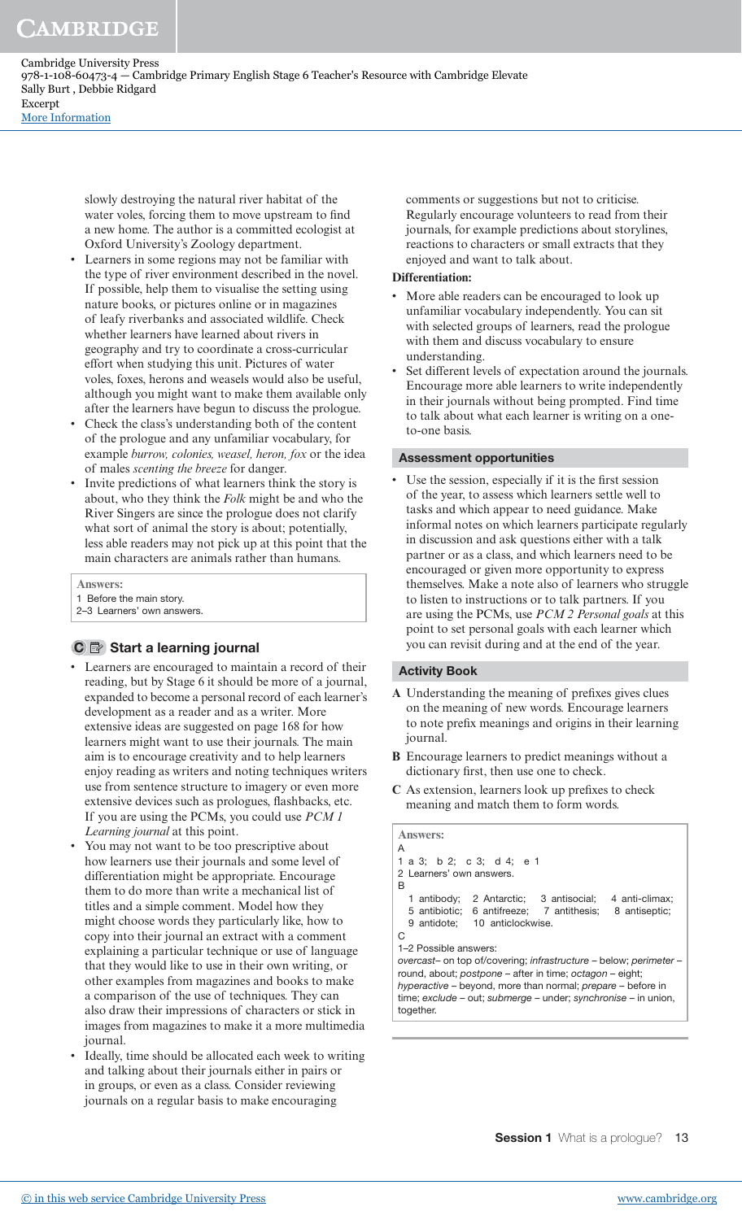slowly destroying the natural river habitat of the water voles, forcing them to move upstream to find a new home. The author is a committed ecologist at Oxford University's Zoology department.

- Learners in some regions may not be familiar with the type of river environment described in the novel. If possible, help them to visualise the setting using nature books, or pictures online or in magazines of leafy riverbanks and associated wildlife. Check whether learners have learned about rivers in geography and try to coordinate a cross-curricular effort when studying this unit. Pictures of water voles, foxes, herons and weasels would also be useful, although you might want to make them available only after the learners have begun to discuss the prologue.
- Check the class's understanding both of the content of the prologue and any unfamiliar vocabulary, for example *burrow, colonies, weasel, heron, fox* or the idea of males *scenting the breeze* for danger.
- Invite predictions of what learners think the story is about, who they think the *Folk* might be and who the River Singers are since the prologue does not clarify what sort of animal the story is about; potentially, less able readers may not pick up at this point that the main characters are animals rather than humans.

**Answers:**
1 Before the main story.
2–3 Learners' own answers.

### Start a learning journal

- Learners are encouraged to maintain a record of their reading, but by Stage 6 it should be more of a journal, expanded to become a personal record of each learner's development as a reader and as a writer. More extensive ideas are suggested on page 168 for how learners might want to use their journals. The main aim is to encourage creativity and to help learners enjoy reading as writers and noting techniques writers use from sentence structure to imagery or even more extensive devices such as prologues, flashbacks, etc. If you are using the PCMs, you could use *PCM 1 Learning journal* at this point.
- You may not want to be too prescriptive about how learners use their journals and some level of differentiation might be appropriate. Encourage them to do more than write a mechanical list of titles and a simple comment. Model how they might choose words they particularly like, how to copy into their journal an extract with a comment explaining a particular technique or use of language that they would like to use in their own writing, or other examples from magazines and books to make a comparison of the use of techniques. They can also draw their impressions of characters or stick in images from magazines to make it a more multimedia journal.
- Ideally, time should be allocated each week to writing and talking about their journals either in pairs or in groups, or even as a class. Consider reviewing journals on a regular basis to make encouraging comments or suggestions but not to criticise. Regularly encourage volunteers to read from their journals, for example predictions about storylines, reactions to characters or small extracts that they enjoyed and want to talk about.

**Differentiation:**

- More able readers can be encouraged to look up unfamiliar vocabulary independently. You can sit with selected groups of learners, read the prologue with them and discuss vocabulary to ensure understanding.
- Set different levels of expectation around the journals. Encourage more able learners to write independently in their journals without being prompted. Find time to talk about what each learner is writing on a one-to-one basis.

#### Assessment opportunities

- Use the session, especially if it is the first session of the year, to assess which learners settle well to tasks and which appear to need guidance. Make informal notes on which learners participate regularly in discussion and ask questions either with a talk partner or as a class, and which learners need to be encouraged or given more opportunity to express themselves. Make a note also of learners who struggle to listen to instructions or to talk partners. If you are using the PCMs, use *PCM 2 Personal goals* at this point to set personal goals with each learner which you can revisit during and at the end of the year.

#### Activity Book

**A** Understanding the meaning of prefixes gives clues on the meaning of new words. Encourage learners to note prefix meanings and origins in their learning journal.

**B** Encourage learners to predict meanings without a dictionary first, then use one to check.

**C** As extension, learners look up prefixes to check meaning and match them to form words.

**Answers:**

A
1 a 3; b 2; c 3; d 4; e 1
2 Learners' own answers.

B
1 antibody; 2 Antarctic; 3 antisocial; 4 anti-climax; 5 antibiotic; 6 antifreeze; 7 antithesis; 8 antiseptic; 9 antidote; 10 anticlockwise.

C
1–2 Possible answers:
*overcast*– on top of/covering; *infrastructure* – below; *perimeter* – round, about; *postpone* – after in time; *octagon* – eight; *hyperactive* – beyond, more than normal; *prepare* – before in time; *exclude* – out; *submerge* – under; *synchronise* – in union, together.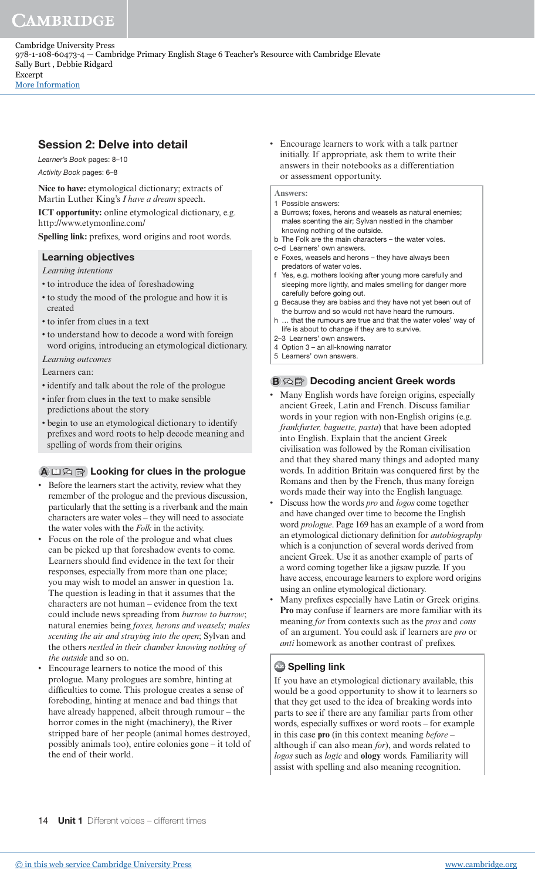## Session 2: Delve into detail

*Learner's Book* pages: 8–10

*Activity Book* pages: 6–8

**Nice to have:** etymological dictionary; extracts of Martin Luther King's *I have a dream* speech.

**ICT opportunity:** online etymological dictionary, e.g. http://www.etymonline.com/

**Spelling link:** prefixes, word origins and root words.

### Learning objectives

*Learning intentions*

- to introduce the idea of foreshadowing
- to study the mood of the prologue and how it is created
- to infer from clues in a text
- to understand how to decode a word with foreign word origins, introducing an etymological dictionary.

*Learning outcomes*

Learners can:

- identify and talk about the role of the prologue
- infer from clues in the text to make sensible predictions about the story
- begin to use an etymological dictionary to identify prefixes and word roots to help decode meaning and spelling of words from their origins.

### A Looking for clues in the prologue

- Before the learners start the activity, review what they remember of the prologue and the previous discussion, particularly that the setting is a riverbank and the main characters are water voles – they will need to associate the water voles with the *Folk* in the activity.
- Focus on the role of the prologue and what clues can be picked up that foreshadow events to come. Learners should find evidence in the text for their responses, especially from more than one place; you may wish to model an answer in question 1a. The question is leading in that it assumes that the characters are not human – evidence from the text could include news spreading from *burrow to burrow*; natural enemies being *foxes, herons and weasels; males scenting the air and straying into the open*; Sylvan and the others *nestled in their chamber knowing nothing of the outside* and so on.
- Encourage learners to notice the mood of this prologue. Many prologues are sombre, hinting at difficulties to come. This prologue creates a sense of foreboding, hinting at menace and bad things that have already happened, albeit through rumour – the horror comes in the night (machinery), the River stripped bare of her people (animal homes destroyed, possibly animals too), entire colonies gone – it told of the end of their world.
- Encourage learners to work with a talk partner initially. If appropriate, ask them to write their answers in their notebooks as a differentiation or assessment opportunity.

**Answers:**

1 Possible answers:

a Burrows; foxes, herons and weasels as natural enemies; males scenting the air; Sylvan nestled in the chamber knowing nothing of the outside.

b The Folk are the main characters – the water voles.

c–d Learners' own answers.

e Foxes, weasels and herons – they have always been predators of water voles.

f Yes, e.g. mothers looking after young more carefully and sleeping more lightly, and males smelling for danger more carefully before going out.

g Because they are babies and they have not yet been out of the burrow and so would not have heard the rumours.

h … that the rumours are true and that the water voles' way of life is about to change if they are to survive.

2–3 Learners' own answers.

4 Option 3 – an all-knowing narrator

5 Learners' own answers.

### B Decoding ancient Greek words

- Many English words have foreign origins, especially ancient Greek, Latin and French. Discuss familiar words in your region with non-English origins (e.g. *frankfurter, baguette, pasta*) that have been adopted into English. Explain that the ancient Greek civilisation was followed by the Roman civilisation and that they shared many things and adopted many words. In addition Britain was conquered first by the Romans and then by the French, thus many foreign words made their way into the English language.
- Discuss how the words *pro* and *logos* come together and have changed over time to become the English word *prologue*. Page 169 has an example of a word from an etymological dictionary definition for *autobiography* which is a conjunction of several words derived from ancient Greek. Use it as another example of parts of a word coming together like a jigsaw puzzle. If you have access, encourage learners to explore word origins using an online etymological dictionary.
- Many prefixes especially have Latin or Greek origins. **Pro** may confuse if learners are more familiar with its meaning *for* from contexts such as the *pros* and *cons* of an argument. You could ask if learners are *pro* or *anti* homework as another contrast of prefixes.

### Spelling link

If you have an etymological dictionary available, this would be a good opportunity to show it to learners so that they get used to the idea of breaking words into parts to see if there are any familiar parts from other words, especially suffixes or word roots – for example in this case **pro** (in this context meaning *before* – although if can also mean *for*), and words related to *logos* such as *logic* and **ology** words. Familiarity will assist with spelling and also meaning recognition.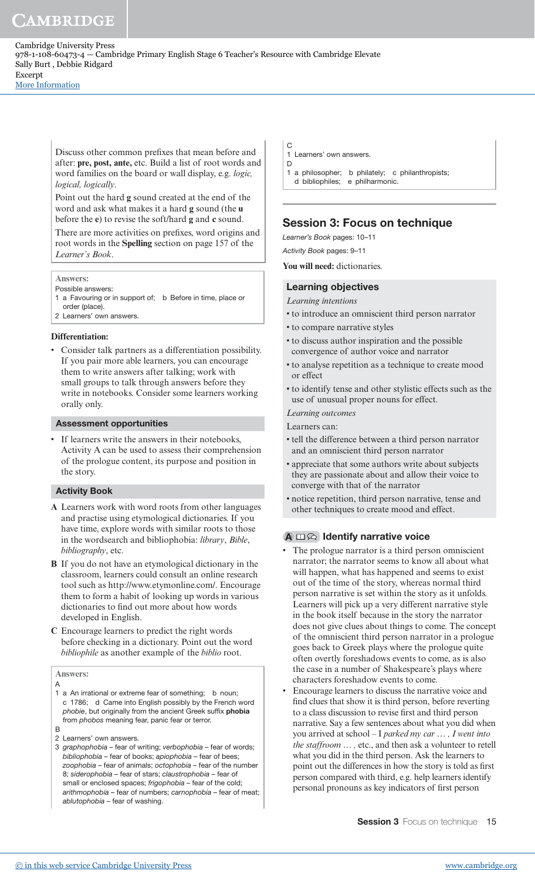Discuss other common prefixes that mean before and after: **pre, post, ante,** etc. Build a list of root words and word families on the board or wall display, e.g. *logic, logical, logically*.

Point out the hard **g** sound created at the end of the word and ask what makes it a hard **g** sound (the **u** before the **e**) to revise the soft/hard **g** and **c** sound.

There are more activities on prefixes, word origins and root words in the **Spelling** section on page 157 of the *Learner's Book*.

**Answers:**

Possible answers:

1 a Favouring or in support of; b Before in time, place or order (place).

2 Learners' own answers.

**Differentiation:**

- Consider talk partners as a differentiation possibility. If you pair more able learners, you can encourage them to write answers after talking; work with small groups to talk through answers before they write in notebooks. Consider some learners working orally only.

**Assessment opportunities**

- If learners write the answers in their notebooks, Activity A can be used to assess their comprehension of the prologue content, its purpose and position in the story.

**Activity Book**

**A** Learners work with word roots from other languages and practise using etymological dictionaries. If you have time, explore words with similar roots to those in the wordsearch and bibliophobia: *library*, *Bible*, *bibliography*, etc.

**B** If you do not have an etymological dictionary in the classroom, learners could consult an online research tool such as http://www.etymonline.com/. Encourage them to form a habit of looking up words in various dictionaries to find out more about how words developed in English.

**C** Encourage learners to predict the right words before checking in a dictionary. Point out the word *bibliophile* as another example of the *biblio* root.

**Answers:**

A

1 a An irrational or extreme fear of something; b noun; c 1786; d Came into English possibly by the French word *phobie*, but originally from the ancient Greek suffix **phobia** from *phobos* meaning fear, panic fear or terror.

B

2 Learners' own answers.

3 *graphophobia* – fear of writing; *verbophobia* – fear of words; *bibliophobia* – fear of books; *apiophobia* – fear of bees; *zoophobia* – fear of animals; *octophobia* – fear of the number 8; *siderophobia* – fear of stars; *claustrophobia* – fear of small or enclosed spaces; *frigophobia* – fear of the cold; *arithmophobia* – fear of numbers; *carnophobia* – fear of meat; *ablutophobia* – fear of washing.

C

1 Learners' own answers.

D

1 a philosopher; b philately; c philanthropists; d bibliophiles; e philharmonic.

## Session 3: Focus on technique

*Learner's Book* pages: 10–11

*Activity Book* pages: 9–11

**You will need:** dictionaries.

### Learning objectives

*Learning intentions*

- to introduce an omniscient third person narrator
- to compare narrative styles
- to discuss author inspiration and the possible convergence of author voice and narrator
- to analyse repetition as a technique to create mood or effect
- to identify tense and other stylistic effects such as the use of unusual proper nouns for effect.

*Learning outcomes*

Learners can:

- tell the difference between a third person narrator and an omniscient third person narrator
- appreciate that some authors write about subjects they are passionate about and allow their voice to converge with that of the narrator
- notice repetition, third person narrative, tense and other techniques to create mood and effect.

### A Identify narrative voice

- The prologue narrator is a third person omniscient narrator; the narrator seems to know all about what will happen, what has happened and seems to exist out of the time of the story, whereas normal third person narrative is set within the story as it unfolds. Learners will pick up a very different narrative style in the book itself because in the story the narrator does not give clues about things to come. The concept of the omniscient third person narrator in a prologue goes back to Greek plays where the prologue quite often overtly foreshadows events to come, as is also the case in a number of Shakespeare's plays where characters foreshadow events to come.
- Encourage learners to discuss the narrative voice and find clues that show it is third person, before reverting to a class discussion to revise first and third person narrative. Say a few sentences about what you did when you arrived at school – I *parked my car … , I went into the staffroom … ,* etc., and then ask a volunteer to retell what you did in the third person. Ask the learners to point out the differences in how the story is told as first person compared with third, e.g. help learners identify personal pronouns as key indicators of first person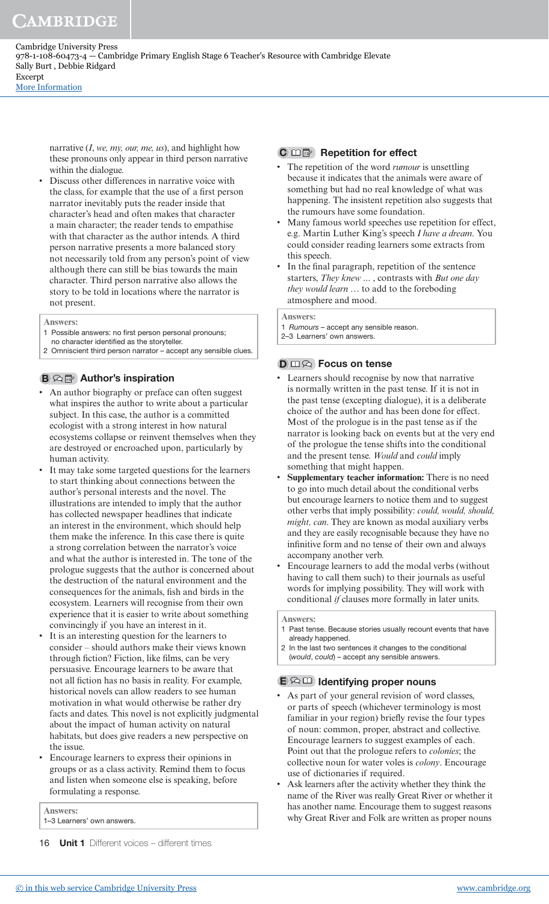narrative (*I*, *we*, *my*, *our*, *me*, *us*), and highlight how these pronouns only appear in third person narrative within the dialogue.

- Discuss other differences in narrative voice with the class, for example that the use of a first person narrator inevitably puts the reader inside that character's head and often makes that character a main character; the reader tends to empathise with that character as the author intends. A third person narrative presents a more balanced story not necessarily told from any person's point of view although there can still be bias towards the main character. Third person narrative also allows the story to be told in locations where the narrator is not present.

> **Answers:**
> 1 Possible answers: no first person personal pronouns; no character identified as the storyteller.
> 2 Omniscient third person narrator – accept any sensible clues.

### B Author's inspiration

- An author biography or preface can often suggest what inspires the author to write about a particular subject. In this case, the author is a committed ecologist with a strong interest in how natural ecosystems collapse or reinvent themselves when they are destroyed or encroached upon, particularly by human activity.
- It may take some targeted questions for the learners to start thinking about connections between the author's personal interests and the novel. The illustrations are intended to imply that the author has collected newspaper headlines that indicate an interest in the environment, which should help them make the inference. In this case there is quite a strong correlation between the narrator's voice and what the author is interested in. The tone of the prologue suggests that the author is concerned about the destruction of the natural environment and the consequences for the animals, fish and birds in the ecosystem. Learners will recognise from their own experience that it is easier to write about something convincingly if you have an interest in it.
- It is an interesting question for the learners to consider – should authors make their views known through fiction? Fiction, like films, can be very persuasive. Encourage learners to be aware that not all fiction has no basis in reality. For example, historical novels can allow readers to see human motivation in what would otherwise be rather dry facts and dates. This novel is not explicitly judgmental about the impact of human activity on natural habitats, but does give readers a new perspective on the issue.
- Encourage learners to express their opinions in groups or as a class activity. Remind them to focus and listen when someone else is speaking, before formulating a response.

> **Answers:**
> 1–3 Learners' own answers.

### C Repetition for effect

- The repetition of the word *rumour* is unsettling because it indicates that the animals were aware of something but had no real knowledge of what was happening. The insistent repetition also suggests that the rumours have some foundation.
- Many famous world speeches use repetition for effect, e.g. Martin Luther King's speech *I have a dream*. You could consider reading learners some extracts from this speech.
- In the final paragraph, repetition of the sentence starters, *They knew …* , contrasts with *But one day they would learn …* to add to the foreboding atmosphere and mood.

> **Answers:**
> 1 *Rumours* – accept any sensible reason.
> 2–3 Learners' own answers.

### D Focus on tense

- Learners should recognise by now that narrative is normally written in the past tense. If it is not in the past tense (excepting dialogue), it is a deliberate choice of the author and has been done for effect. Most of the prologue is in the past tense as if the narrator is looking back on events but at the very end of the prologue the tense shifts into the conditional and the present tense. *Would* and *could* imply something that might happen.
- **Supplementary teacher information:** There is no need to go into much detail about the conditional verbs but encourage learners to notice them and to suggest other verbs that imply possibility: *could, would, should, might, can*. They are known as modal auxiliary verbs and they are easily recognisable because they have no infinitive form and no tense of their own and always accompany another verb.
- Encourage learners to add the modal verbs (without having to call them such) to their journals as useful words for implying possibility. They will work with conditional *if* clauses more formally in later units.

> **Answers:**
> 1 Past tense. Because stories usually recount events that have already happened.
> 2 In the last two sentences it changes to the conditional (*would*, *could*) – accept any sensible answers.

### E Identifying proper nouns

- As part of your general revision of word classes, or parts of speech (whichever terminology is most familiar in your region) briefly revise the four types of noun: common, proper, abstract and collective. Encourage learners to suggest examples of each. Point out that the prologue refers to *colonies*; the collective noun for water voles is *colony*. Encourage use of dictionaries if required.
- Ask learners after the activity whether they think the name of the River was really Great River or whether it has another name. Encourage them to suggest reasons why Great River and Folk are written as proper nouns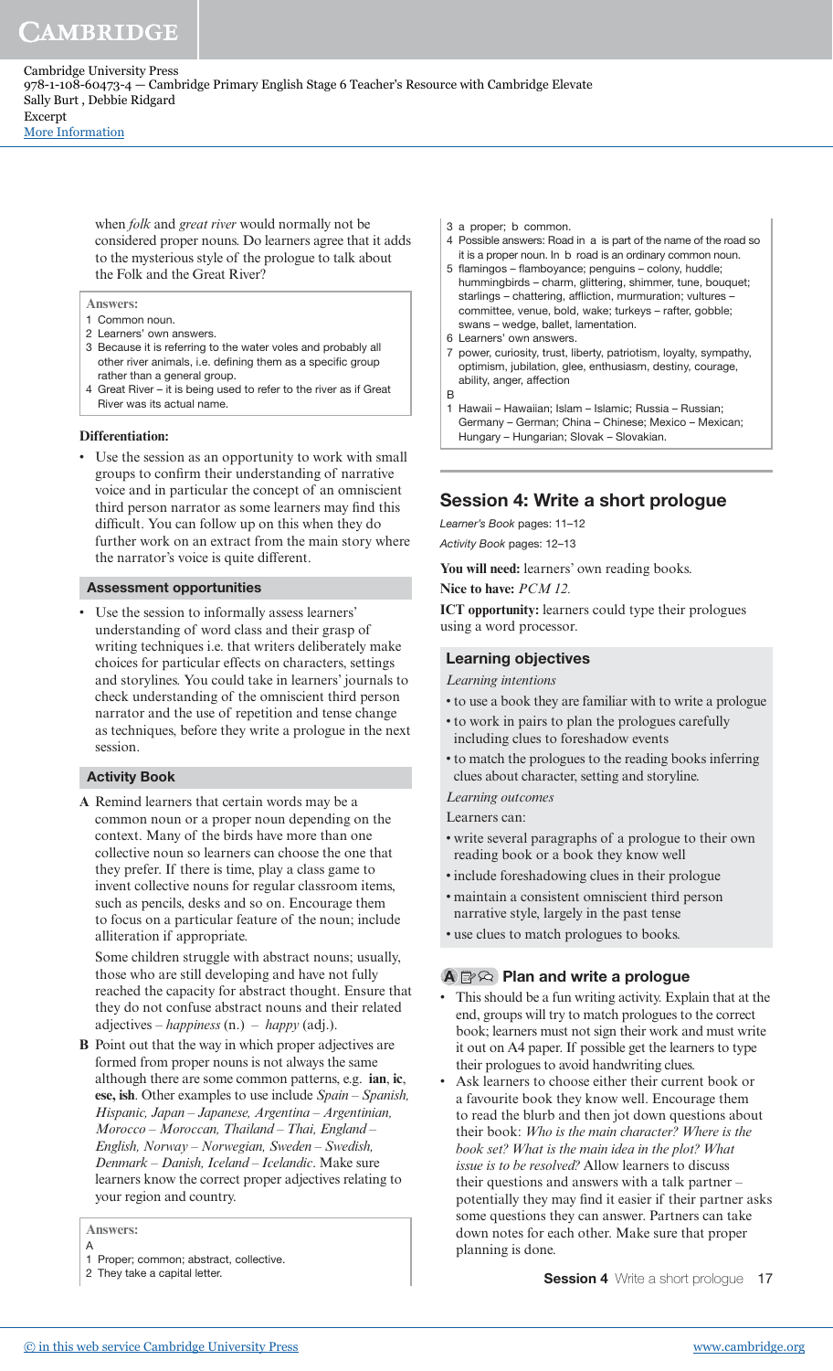when *folk* and *great river* would normally not be considered proper nouns. Do learners agree that it adds to the mysterious style of the prologue to talk about the Folk and the Great River?

**Answers:**

1 Common noun.
2 Learners' own answers.
3 Because it is referring to the water voles and probably all other river animals, i.e. defining them as a specific group rather than a general group.
4 Great River – it is being used to refer to the river as if Great River was its actual name.

**Differentiation:**

- Use the session as an opportunity to work with small groups to confirm their understanding of narrative voice and in particular the concept of an omniscient third person narrator as some learners may find this difficult. You can follow up on this when they do further work on an extract from the main story where the narrator's voice is quite different.

**Assessment opportunities**

- Use the session to informally assess learners' understanding of word class and their grasp of writing techniques i.e. that writers deliberately make choices for particular effects on characters, settings and storylines. You could take in learners' journals to check understanding of the omniscient third person narrator and the use of repetition and tense change as techniques, before they write a prologue in the next session.

**Activity Book**

**A** Remind learners that certain words may be a common noun or a proper noun depending on the context. Many of the birds have more than one collective noun so learners can choose the one that they prefer. If there is time, play a class game to invent collective nouns for regular classroom items, such as pencils, desks and so on. Encourage them to focus on a particular feature of the noun; include alliteration if appropriate.

Some children struggle with abstract nouns; usually, those who are still developing and have not fully reached the capacity for abstract thought. Ensure that they do not confuse abstract nouns and their related adjectives – *happiness* (n.) – *happy* (adj.).

**B** Point out that the way in which proper adjectives are formed from proper nouns is not always the same although there are some common patterns, e.g. **ian**, **ic**, **ese, ish**. Other examples to use include *Spain – Spanish, Hispanic, Japan – Japanese, Argentina – Argentinian, Morocco – Moroccan, Thailand – Thai, England – English, Norway – Norwegian, Sweden – Swedish, Denmark – Danish, Iceland – Icelandic*. Make sure learners know the correct proper adjectives relating to your region and country.

**Answers:**

A

1 Proper; common; abstract, collective.
2 They take a capital letter.
3 a proper; b common.
4 Possible answers: Road in a is part of the name of the road so it is a proper noun. In b road is an ordinary common noun.
5 flamingos – flamboyance; penguins – colony, huddle; hummingbirds – charm, glittering, shimmer, tune, bouquet; starlings – chattering, affliction, murmuration; vultures – committee, venue, bold, wake; turkeys – rafter, gobble; swans – wedge, ballet, lamentation.
6 Learners' own answers.
7 power, curiosity, trust, liberty, patriotism, loyalty, sympathy, optimism, jubilation, glee, enthusiasm, destiny, courage, ability, anger, affection

B

1 Hawaii – Hawaiian; Islam – Islamic; Russia – Russian; Germany – German; China – Chinese; Mexico – Mexican; Hungary – Hungarian; Slovak – Slovakian.

## Session 4: Write a short prologue

*Learner's Book* pages: 11–12

*Activity Book* pages: 12–13

**You will need:** learners' own reading books.

**Nice to have:** *PCM 12.*

**ICT opportunity:** learners could type their prologues using a word processor.

### Learning objectives

*Learning intentions*

- to use a book they are familiar with to write a prologue
- to work in pairs to plan the prologues carefully including clues to foreshadow events
- to match the prologues to the reading books inferring clues about character, setting and storyline.

*Learning outcomes*

Learners can:

- write several paragraphs of a prologue to their own reading book or a book they know well
- include foreshadowing clues in their prologue
- maintain a consistent omniscient third person narrative style, largely in the past tense
- use clues to match prologues to books.

### A Plan and write a prologue

- This should be a fun writing activity. Explain that at the end, groups will try to match prologues to the correct book; learners must not sign their work and must write it out on A4 paper. If possible get the learners to type their prologues to avoid handwriting clues.
- Ask learners to choose either their current book or a favourite book they know well. Encourage them to read the blurb and then jot down questions about their book: *Who is the main character? Where is the book set? What is the main idea in the plot? What issue is to be resolved?* Allow learners to discuss their questions and answers with a talk partner – potentially they may find it easier if their partner asks some questions they can answer. Partners can take down notes for each other. Make sure that proper planning is done.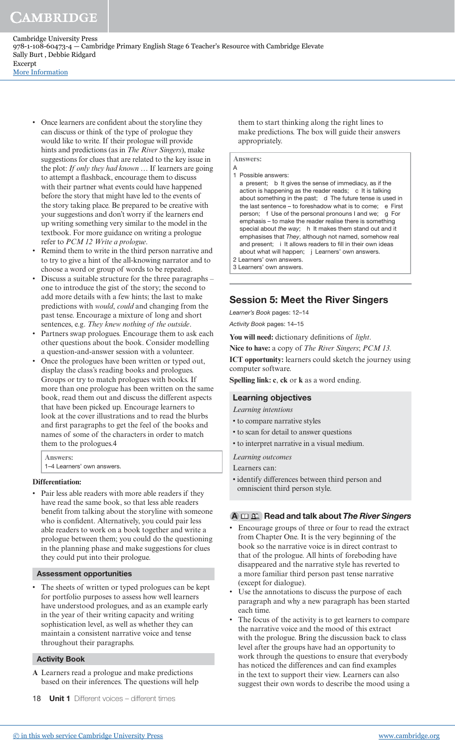- Once learners are confident about the storyline they can discuss or think of the type of prologue they would like to write. If their prologue will provide hints and predictions (as in *The River Singers*), make suggestions for clues that are related to the key issue in the plot: *If only they had known …* If learners are going to attempt a flashback, encourage them to discuss with their partner what events could have happened before the story that might have led to the events of the story taking place. Be prepared to be creative with your suggestions and don't worry if the learners end up writing something very similar to the model in the textbook. For more guidance on writing a prologue refer to *PCM 12 Write a prologue*.
- Remind them to write in the third person narrative and to try to give a hint of the all-knowing narrator and to choose a word or group of words to be repeated.
- Discuss a suitable structure for the three paragraphs – one to introduce the gist of the story; the second to add more details with a few hints; the last to make predictions with *would*, *could* and changing from the past tense. Encourage a mixture of long and short sentences, e.g. *They knew nothing of the outside*.
- Partners swap prologues. Encourage them to ask each other questions about the book. Consider modelling a question-and-answer session with a volunteer.
- Once the prologues have been written or typed out, display the class's reading books and prologues. Groups or try to match prologues with books. If more than one prologue has been written on the same book, read them out and discuss the different aspects that have been picked up. Encourage learners to look at the cover illustrations and to read the blurbs and first paragraphs to get the feel of the books and names of some of the characters in order to match them to the prologues.4

**Answers:**
1–4 Learners' own answers.

**Differentiation:**

- Pair less able readers with more able readers if they have read the same book, so that less able readers benefit from talking about the storyline with someone who is confident. Alternatively, you could pair less able readers to work on a book together and write a prologue between them; you could do the questioning in the planning phase and make suggestions for clues they could put into their prologue.

### Assessment opportunities

- The sheets of written or typed prologues can be kept for portfolio purposes to assess how well learners have understood prologues, and as an example early in the year of their writing capacity and writing sophistication level, as well as whether they can maintain a consistent narrative voice and tense throughout their paragraphs.

### Activity Book

**A** Learners read a prologue and make predictions based on their inferences. The questions will help them to start thinking along the right lines to make predictions. The box will guide their answers appropriately.

**Answers:**
A
1 Possible answers:
a present; b It gives the sense of immediacy, as if the action is happening as the reader reads; c It is talking about something in the past; d The future tense is used in the last sentence – to foreshadow what is to come; e First person; f Use of the personal pronouns I and we; g For emphasis – to make the reader realise there is something special about *the way*; h It makes them stand out and it emphasises that *They*, although not named, somehow real and present; i It allows readers to fill in their own ideas about what will happen; j Learners' own answers.
2 Learners' own answers.
3 Learners' own answers.

## Session 5: Meet the River Singers

*Learner's Book* pages: 12–14

*Activity Book* pages: 14–15

**You will need:** dictionary definitions of *light*.

**Nice to have:** a copy of *The River Singers*; *PCM 13*.

**ICT opportunity:** learners could sketch the journey using computer software.

**Spelling link:** **c**, **ck** or **k** as a word ending.

### Learning objectives

*Learning intentions*

- to compare narrative styles
- to scan for detail to answer questions
- to interpret narrative in a visual medium.

*Learning outcomes*

Learners can:

- identify differences between third person and omniscient third person style.

### A Read and talk about *The River Singers*

- Encourage groups of three or four to read the extract from Chapter One. It is the very beginning of the book so the narrative voice is in direct contrast to that of the prologue. All hints of foreboding have disappeared and the narrative style has reverted to a more familiar third person past tense narrative (except for dialogue).
- Use the annotations to discuss the purpose of each paragraph and why a new paragraph has been started each time.
- The focus of the activity is to get learners to compare the narrative voice and the mood of this extract with the prologue. Bring the discussion back to class level after the groups have had an opportunity to work through the questions to ensure that everybody has noticed the differences and can find examples in the text to support their view. Learners can also suggest their own words to describe the mood using a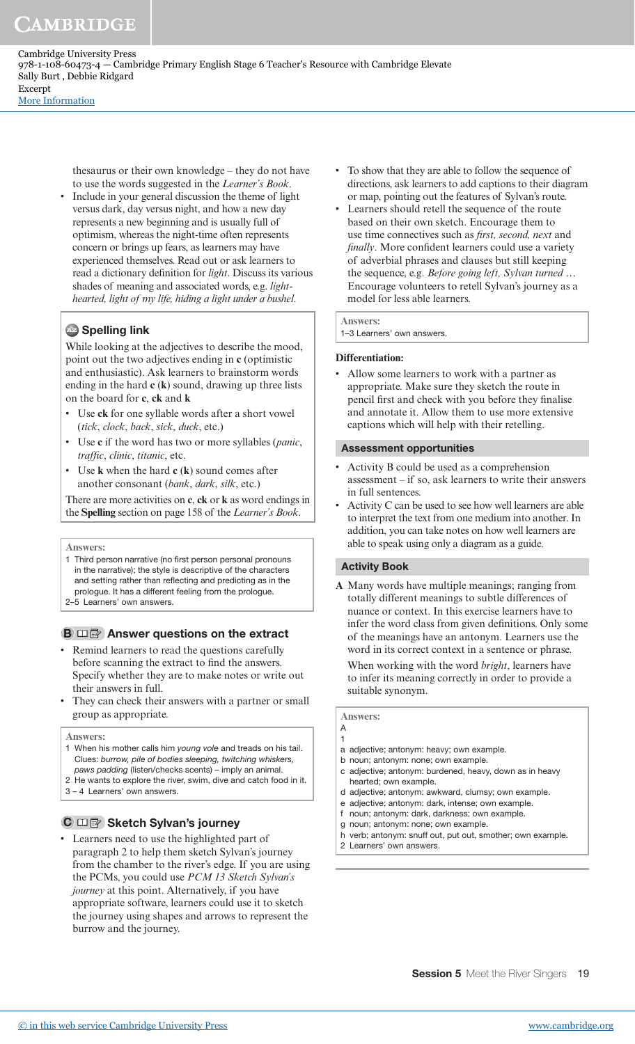thesaurus or their own knowledge – they do not have to use the words suggested in the *Learner's Book*.

- Include in your general discussion the theme of light versus dark, day versus night, and how a new day represents a new beginning and is usually full of optimism, whereas the night-time often represents concern or brings up fears, as learners may have experienced themselves. Read out or ask learners to read a dictionary definition for *light*. Discuss its various shades of meaning and associated words, e.g. *light-hearted*, *light of my life*, *hiding a light under a bushel*.

### Spelling link

While looking at the adjectives to describe the mood, point out the two adjectives ending in **c** (optimistic and enthusiastic). Ask learners to brainstorm words ending in the hard **c** (**k**) sound, drawing up three lists on the board for **c**, **ck** and **k**

- Use **ck** for one syllable words after a short vowel (*tick*, *clock*, *back*, *sick*, *duck*, etc.)
- Use **c** if the word has two or more syllables (*panic*, *traffic*, *clinic*, *titanic*, etc.
- Use **k** when the hard **c** (**k**) sound comes after another consonant (*bank*, *dark*, *silk*, etc.)

There are more activities on **c**, **ck** or **k** as word endings in the **Spelling** section on page 158 of the *Learner's Book*.

**Answers:**

1 Third person narrative (no first person personal pronouns in the narrative); the style is descriptive of the characters and setting rather than reflecting and predicting as in the prologue. It has a different feeling from the prologue.
2–5 Learners' own answers.

### B Answer questions on the extract

- Remind learners to read the questions carefully before scanning the extract to find the answers. Specify whether they are to make notes or write out their answers in full.
- They can check their answers with a partner or small group as appropriate.

**Answers:**

1 When his mother calls him *young vole* and treads on his tail. Clues: *burrow, pile of bodies sleeping, twitching whiskers, paws padding* (listen/checks scents) – imply an animal.
2 He wants to explore the river, swim, dive and catch food in it.
3 – 4 Learners' own answers.

### C Sketch Sylvan's journey

- Learners need to use the highlighted part of paragraph 2 to help them sketch Sylvan's journey from the chamber to the river's edge. If you are using the PCMs, you could use *PCM 13 Sketch Sylvan's journey* at this point. Alternatively, if you have appropriate software, learners could use it to sketch the journey using shapes and arrows to represent the burrow and the journey.
- To show that they are able to follow the sequence of directions, ask learners to add captions to their diagram or map, pointing out the features of Sylvan's route.
- Learners should retell the sequence of the route based on their own sketch. Encourage them to use time connectives such as *first, second, next* and *finally*. More confident learners could use a variety of adverbial phrases and clauses but still keeping the sequence, e.g. *Before going left, Sylvan turned …* Encourage volunteers to retell Sylvan's journey as a model for less able learners.

**Answers:**

1–3 Learners' own answers.

**Differentiation:**

- Allow some learners to work with a partner as appropriate. Make sure they sketch the route in pencil first and check with you before they finalise and annotate it. Allow them to use more extensive captions which will help with their retelling.

### Assessment opportunities

- Activity B could be used as a comprehension assessment – if so, ask learners to write their answers in full sentences.
- Activity C can be used to see how well learners are able to interpret the text from one medium into another. In addition, you can take notes on how well learners are able to speak using only a diagram as a guide.

### Activity Book

**A** Many words have multiple meanings; ranging from totally different meanings to subtle differences of nuance or context. In this exercise learners have to infer the word class from given definitions. Only some of the meanings have an antonym. Learners use the word in its correct context in a sentence or phrase.

When working with the word *bright*, learners have to infer its meaning correctly in order to provide a suitable synonym.

**Answers:**

A

1

a adjective; antonym: heavy; own example.
b noun; antonym: none; own example.
c adjective; antonym: burdened, heavy, down as in heavy hearted; own example.
d adjective; antonym: awkward, clumsy; own example.
e adjective; antonym: dark, intense; own example.
f noun; antonym: dark, darkness; own example.
g noun; antonym: none; own example.
h verb; antonym: snuff out, put out, smother; own example.

2 Learners' own answers.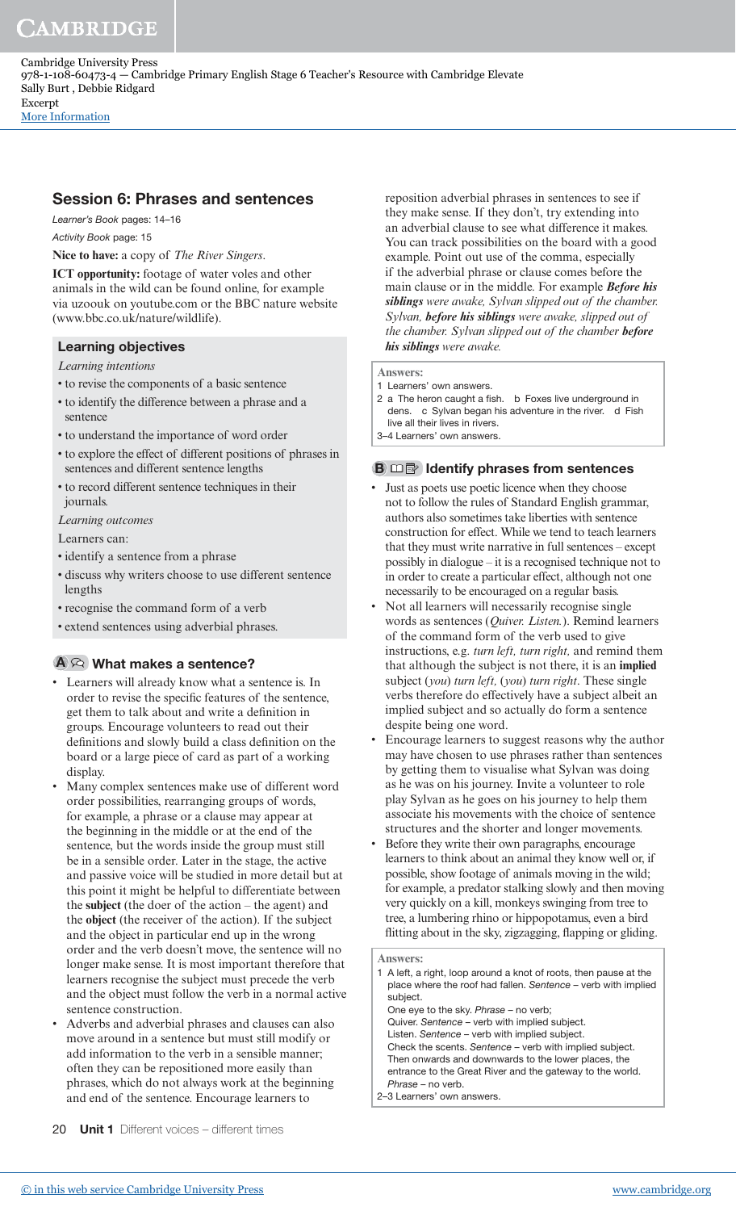## Session 6: Phrases and sentences

*Learner's Book* pages: 14–16

*Activity Book* page: 15

**Nice to have:** a copy of *The River Singers*.

**ICT opportunity:** footage of water voles and other animals in the wild can be found online, for example via uzoouk on youtube.com or the BBC nature website (www.bbc.co.uk/nature/wildlife).

### Learning objectives

*Learning intentions*

- to revise the components of a basic sentence
- to identify the difference between a phrase and a sentence
- to understand the importance of word order
- to explore the effect of different positions of phrases in sentences and different sentence lengths
- to record different sentence techniques in their journals.

*Learning outcomes*

Learners can:

- identify a sentence from a phrase
- discuss why writers choose to use different sentence lengths
- recognise the command form of a verb
- extend sentences using adverbial phrases.

### A What makes a sentence?

- Learners will already know what a sentence is. In order to revise the specific features of the sentence, get them to talk about and write a definition in groups. Encourage volunteers to read out their definitions and slowly build a class definition on the board or a large piece of card as part of a working display.
- Many complex sentences make use of different word order possibilities, rearranging groups of words, for example, a phrase or a clause may appear at the beginning in the middle or at the end of the sentence, but the words inside the group must still be in a sensible order. Later in the stage, the active and passive voice will be studied in more detail but at this point it might be helpful to differentiate between the **subject** (the doer of the action – the agent) and the **object** (the receiver of the action). If the subject and the object in particular end up in the wrong order and the verb doesn't move, the sentence will no longer make sense. It is most important therefore that learners recognise the subject must precede the verb and the object must follow the verb in a normal active sentence construction.
- Adverbs and adverbial phrases and clauses can also move around in a sentence but must still modify or add information to the verb in a sensible manner; often they can be repositioned more easily than phrases, which do not always work at the beginning and end of the sentence. Encourage learners to reposition adverbial phrases in sentences to see if they make sense. If they don't, try extending into an adverbial clause to see what difference it makes. You can track possibilities on the board with a good example. Point out use of the comma, especially if the adverbial phrase or clause comes before the main clause or in the middle. For example ***Before his siblings*** *were awake, Sylvan slipped out of the chamber. Sylvan,* ***before his siblings*** *were awake, slipped out of the chamber. Sylvan slipped out of the chamber* ***before his siblings*** *were awake.*

**Answers:**

1 Learners' own answers.
2 a The heron caught a fish. b Foxes live underground in dens. c Sylvan began his adventure in the river. d Fish live all their lives in rivers.
3–4 Learners' own answers.

### B Identify phrases from sentences

- Just as poets use poetic licence when they choose not to follow the rules of Standard English grammar, authors also sometimes take liberties with sentence construction for effect. While we tend to teach learners that they must write narrative in full sentences – except possibly in dialogue – it is a recognised technique not to in order to create a particular effect, although not one necessarily to be encouraged on a regular basis.
- Not all learners will necessarily recognise single words as sentences (*Quiver. Listen.*). Remind learners of the command form of the verb used to give instructions, e.g. *turn left, turn right,* and remind them that although the subject is not there, it is an **implied** subject (*you*) *turn left,* (*you*) *turn right*. These single verbs therefore do effectively have a subject albeit an implied subject and so actually do form a sentence despite being one word.
- Encourage learners to suggest reasons why the author may have chosen to use phrases rather than sentences by getting them to visualise what Sylvan was doing as he was on his journey. Invite a volunteer to role play Sylvan as he goes on his journey to help them associate his movements with the choice of sentence structures and the shorter and longer movements.
- Before they write their own paragraphs, encourage learners to think about an animal they know well or, if possible, show footage of animals moving in the wild; for example, a predator stalking slowly and then moving very quickly on a kill, monkeys swinging from tree to tree, a lumbering rhino or hippopotamus, even a bird flitting about in the sky, zigzagging, flapping or gliding.

**Answers:**

1 A left, a right, loop around a knot of roots, then pause at the place where the roof had fallen. *Sentence* – verb with implied subject.
One eye to the sky. *Phrase* – no verb;
Quiver. *Sentence* – verb with implied subject.
Listen. *Sentence* – verb with implied subject.
Check the scents. *Sentence* – verb with implied subject.
Then onwards and downwards to the lower places, the entrance to the Great River and the gateway to the world. *Phrase* – no verb.
2–3 Learners' own answers.